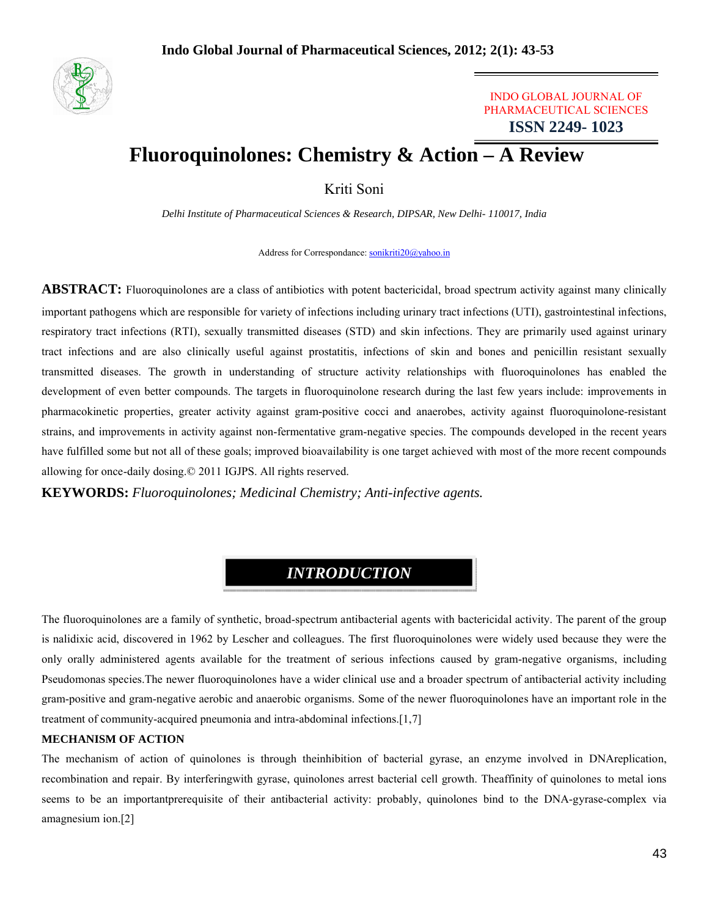INDO GLOBAL JOURNAL OF PHARMACEUTICAL SCIENCES

ISSN 2249- 1023

# Fluoroquinolones: Chemistry & Action – A Review

Kriti Soni

*Delhi Institute of Pharmaceutical Sciences & Research, DIPSAR, New Delhi- 110017, India*

Address for Correspondance: sonikriti20@yahoo.in

**ABSTRACT:** Fluoroquinolones are a class of antibiotics with potent bactericidal, broad spectrum activity against many clinically important pathogens which are responsible for variety of infections including urinary tract infections (UTI), gastrointestinal infections, respiratory tract infections (RTI), sexually transmitted diseases (STD) and skin infections. They are primarily used against urinary tract infections and are also clinically useful against prostatitis, infections of skin and bones and penicillin resistant sexually transmitted diseases. The growth in understanding of structure activity relationships with fluoroquinolones has enabled the development of even better compounds. The targets in fluoroquinolone research during the last few years include: improvements in pharmacokinetic properties, greater activity against gram-positive cocci and anaerobes, activity against fluoroquinolone-resistant strains, and improvements in activity against non-fermentative gram-negative species. The compounds developed in the recent years have fulfilled some but not all of these goals; improved bioavailability is one target achieved with most of the more recent compounds allowing for once-daily dosing.© 2011 IGJPS. All rights reserved.

**KEYWORDS:** *Fluoroquinolones; Medicinal Chemistry; Anti-infective agents.*

## INTRODUCTION

The fluoroquinolones are a family of synthetic, broad-spectrum antibacterial agents with bactericidal activity. The parent of the group is nalidixic acid, discovered in 1962 by Lescher and colleagues. The first fluoroquinolones were widely used because they were the only orally administered agents available for the treatment of serious infections caused by gram-negative organisms, including Pseudomonas species.The newer fluoroquinolones have a wider clinical use and a broader spectrum of antibacterial activity including gram-positive and gram-negative aerobic and anaerobic organisms. Some of the newer fluoroquinolones have an important role in the treatment of community-acquired pneumonia and intra-abdominal infections.[1,7]

### MECHANISM OF ACTION

The mechanism of action of quinolones is through theinhibition of bacterial gyrase, an enzyme involved in DNAreplication, recombination and repair. By interferingwith gyrase, quinolones arrest bacterial cell growth. Theaffinity of quinolones to metal ions seems to be an importantprerequisite of their antibacterial activity: probably, quinolones bind to the DNA-gyrase-complex via amagnesium ion.[2]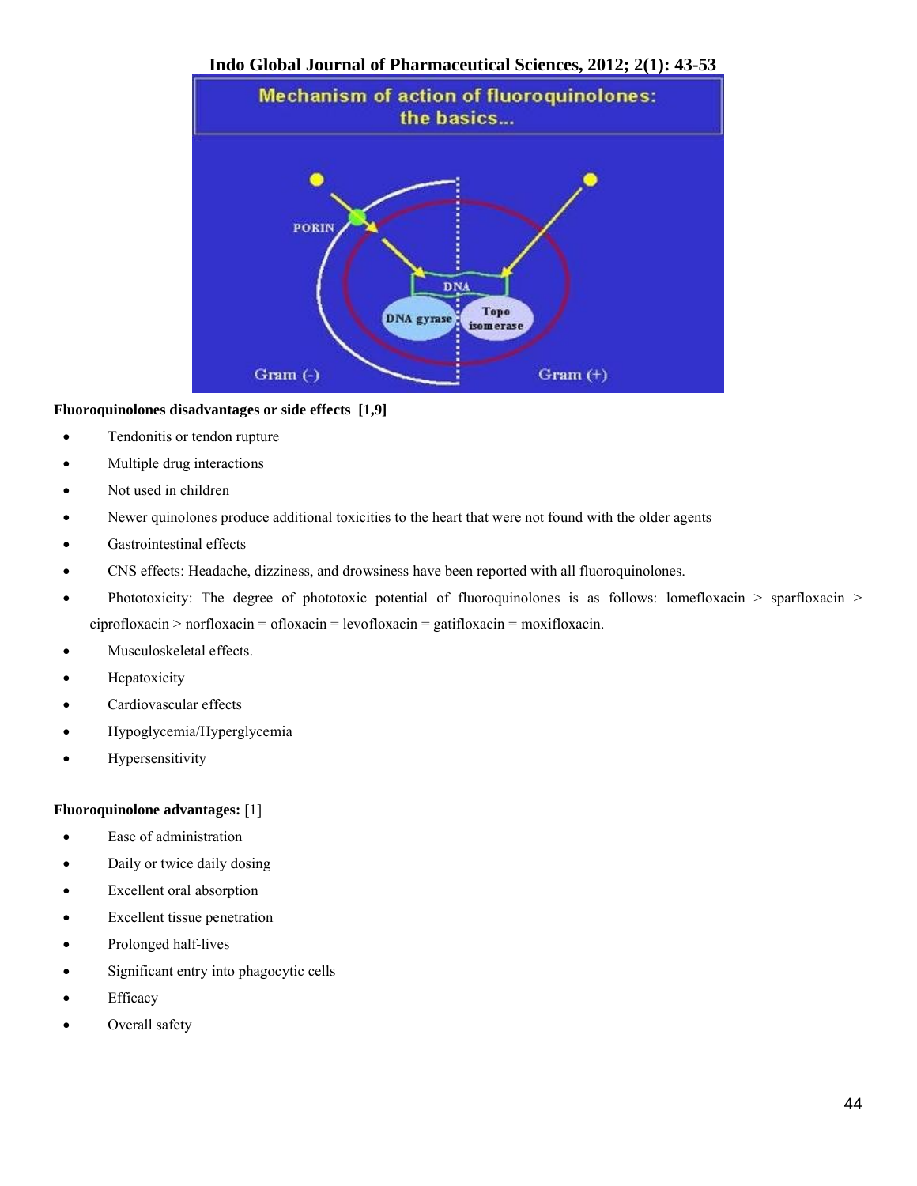**Fluoroquinolones disadvantages or side effects [1,9]**

- Tendonitis or tendon rupture
- Multiple drug interactions
- Not used in children
- Newer quinolones produce additional toxicities to the heart that were not found with the older agents
- Gastrointestinal effects
- CNS effects: Headache, dizziness, and drowsiness have been reported with all fluoroquinolones.
- Phototoxicity: The degree of phototoxic potential of fluoroquinolones is as follows: lomefloxacin > sparfloxacin > ciprofloxacin > norfloxacin = ofloxacin = levofloxacin = gatifloxacin = moxifloxacin.
- Musculoskeletal effects.
- Hepatoxicity
- Cardiovascular effects
- Hypoglycemia/Hyperglycemia
- Hypersensitivity

**Fluoroquinolone advantages:** [1]

- Ease of administration
- Daily or twice daily dosing
- Excellent oral absorption
- Excellent tissue penetration
- Prolonged half-lives
- Significant entry into phagocytic cells
- Efficacy
- Overall safety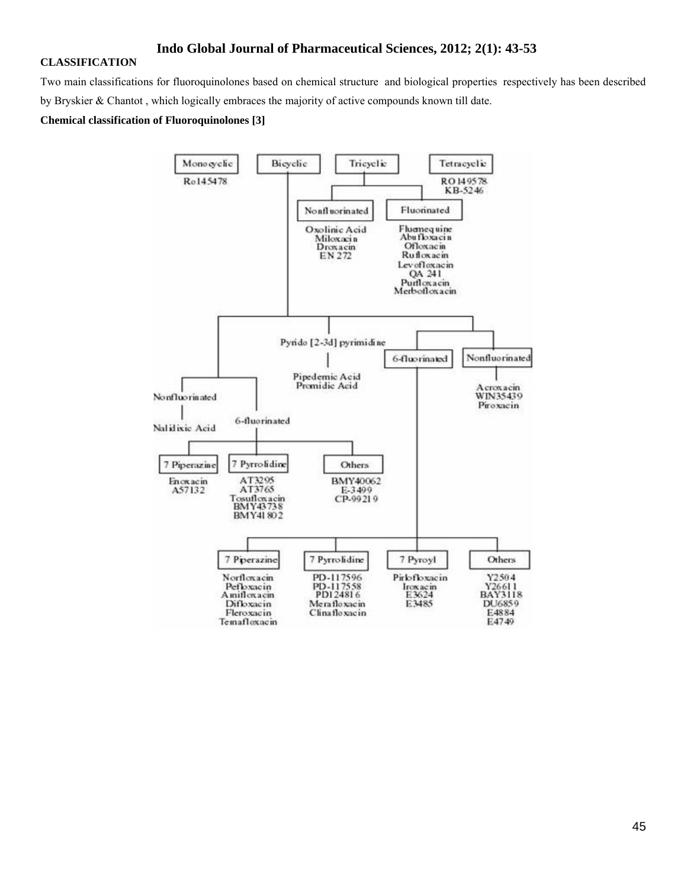**CLASSIFICATION**

Two main classifications for fluoroquinolones based on chemical structure and biological properties respectively has been described by Bryskier & Chantot , which logically embraces the majority of active compounds known till date.

**Chemical classification of Fluoroquinolones [3]**

- **Monocyclic**
  - Ro145478
- **Bicyclic**
  - Nonfluorinated
    - Nalidixic Acid
  - 6-fluorinated
    - 7 Piperazine: Enoxacin, A57132
    - 7 Pyrrolidine: AT3295, AT3765, Tosufloxacin, BMY43738, BMY41802
    - Others: BMY40062, E-3499, CP-99219
  - Pyrido [2-3d] pyrimidine
    - Pipedemic Acid, Promidic Acid
  - 6-fluorinated
    - 7 Piperazine: Norfloxacin, Pefloxacin, Amifloxacin, Difloxacin, Fleroxacin, Temafloxacin
    - 7 Pyrrolidine: PD-117596, PD-117558, PD124816, Merafloxacin, Clinafloxacin
    - 7 Pyroyl: Pirlofloxacin, Iroxacin, E3624, E3485
    - Others: Y2504, Y26611, BAY3118, DU6859, E4884, E4749
  - Nonfluorinated
    - Acroxacin, WIN35439, Piroxacin
- **Tricyclic**
  - Nonfluorinated: Oxolinic Acid, Miloxacin, Droxacin, EN 272
  - Fluorinated: Fluemequine, Abufloxacin, Ofloxacin, Rufloxacin, Levofloxacin, QA 241, Purfloxacin, Merbofloxacin
- **Tetracyclic**
  - RO149578, KB-5246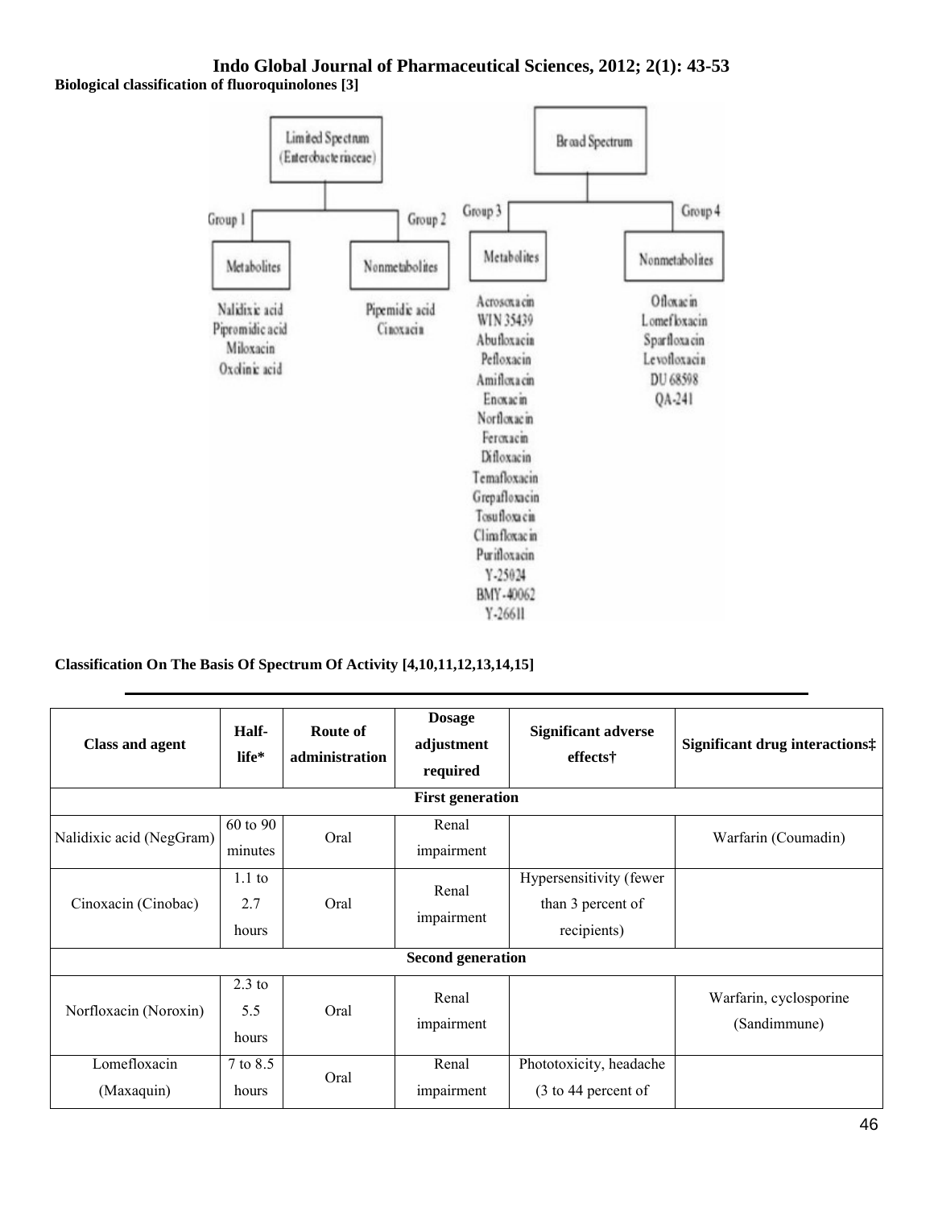**Biological classification of fluoroquinolones [3]**

Limited Spectrum (Enterobacteriaceae)

- Group 1 — Metabolites: Nalidixic acid, Pipromidic acid, Miloxacin, Oxolinic acid
- Group 2 — Nonmetabolites: Pipemidic acid, Cinoxacin

Broad Spectrum

- Group 3 — Metabolites: Acrosoxacin, WIN 35439, Abufloxacin, Pefloxacin, Amifloxacin, Enoxacin, Norfloxacin, Feroxacin, Difloxacin, Temafloxacin, Grepafloxacin, Tosufloxacin, Climafloxacin, Purifloxacin, Y-25024, BMY-40062, Y-26611
- Group 4 — Nonmetabolites: Ofloxacin, Lomefloxacin, Sparfloxacin, Levofloxacin, DU 68598, QA-241

**Classification On The Basis Of Spectrum Of Activity [4,10,11,12,13,14,15]**

| Class and agent | Half-life* | Route of administration | Dosage adjustment required | Significant adverse effects† | Significant drug interactions‡ |
|---|---|---|---|---|---|
| **First generation** | | | | | |
| Nalidixic acid (NegGram) | 60 to 90 minutes | Oral | Renal impairment | | Warfarin (Coumadin) |
| Cinoxacin (Cinobac) | 1.1 to 2.7 hours | Oral | Renal impairment | Hypersensitivity (fewer than 3 percent of recipients) | |
| **Second generation** | | | | | |
| Norfloxacin (Noroxin) | 2.3 to 5.5 hours | Oral | Renal impairment | | Warfarin, cyclosporine (Sandimmune) |
| Lomefloxacin (Maxaquin) | 7 to 8.5 hours | Oral | Renal impairment | Phototoxicity, headache (3 to 44 percent of | |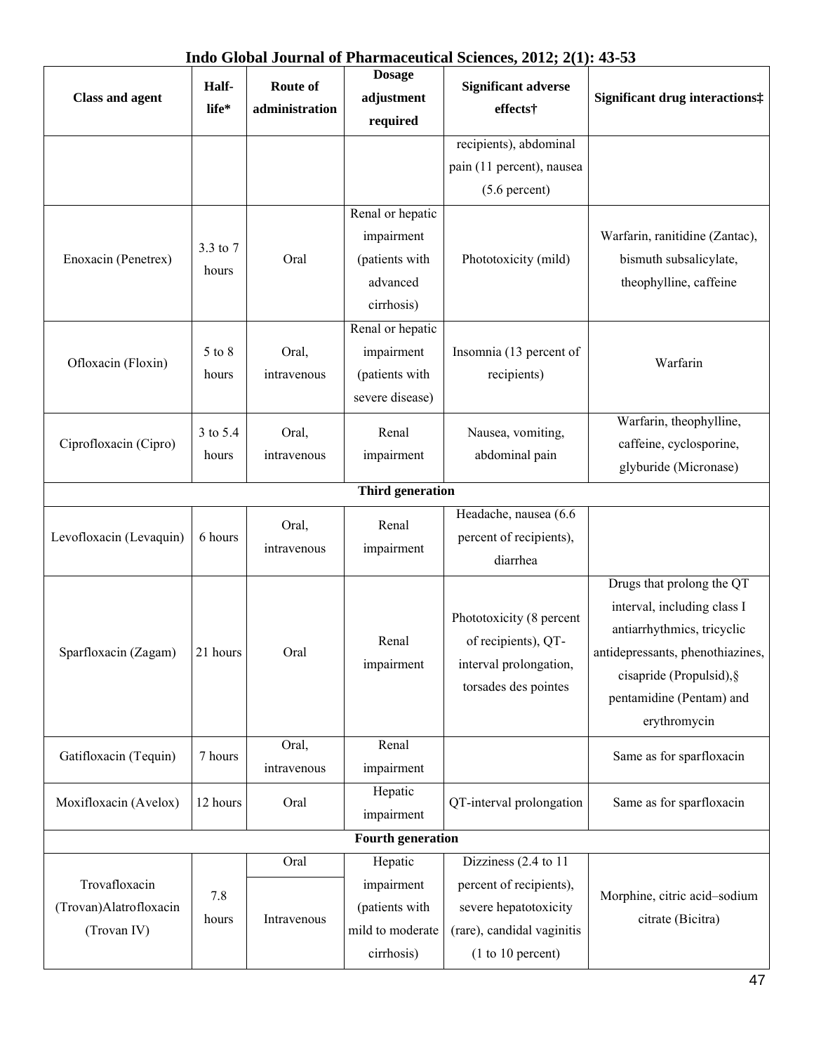| Class and agent | Half-life* | Route of administration | Dosage adjustment required | Significant adverse effects† | Significant drug interactions‡ |
|---|---|---|---|---|---|
| | | | | recipients), abdominal pain (11 percent), nausea (5.6 percent) | |
| Enoxacin (Penetrex) | 3.3 to 7 hours | Oral | Renal or hepatic impairment (patients with advanced cirrhosis) | Phototoxicity (mild) | Warfarin, ranitidine (Zantac), bismuth subsalicylate, theophylline, caffeine |
| Ofloxacin (Floxin) | 5 to 8 hours | Oral, intravenous | Renal or hepatic impairment (patients with severe disease) | Insomnia (13 percent of recipients) | Warfarin |
| Ciprofloxacin (Cipro) | 3 to 5.4 hours | Oral, intravenous | Renal impairment | Nausea, vomiting, abdominal pain | Warfarin, theophylline, caffeine, cyclosporine, glyburide (Micronase) |
| **Third generation** | | | | | |
| Levofloxacin (Levaquin) | 6 hours | Oral, intravenous | Renal impairment | Headache, nausea (6.6 percent of recipients), diarrhea | |
| Sparfloxacin (Zagam) | 21 hours | Oral | Renal impairment | Phototoxicity (8 percent of recipients), QT-interval prolongation, torsades des pointes | Drugs that prolong the QT interval, including class I antiarrhythmics, tricyclic antidepressants, phenothiazines, cisapride (Propulsid),§ pentamidine (Pentam) and erythromycin |
| Gatifloxacin (Tequin) | 7 hours | Oral, intravenous | Renal impairment | | Same as for sparfloxacin |
| Moxifloxacin (Avelox) | 12 hours | Oral | Hepatic impairment | QT-interval prolongation | Same as for sparfloxacin |
| **Fourth generation** | | | | | |
| Trovafloxacin (Trovan)Alatrofloxacin (Trovan IV) | 7.8 hours | Oral / Intravenous | Hepatic impairment (patients with mild to moderate cirrhosis) | Dizziness (2.4 to 11 percent of recipients), severe hepatotoxicity (rare), candidal vaginitis (1 to 10 percent) | Morphine, citric acid–sodium citrate (Bicitra) |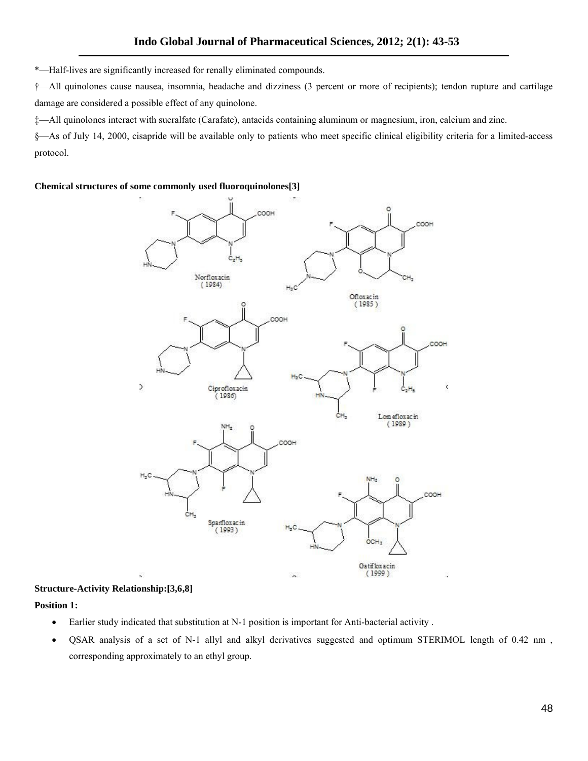*—Half-lives are significantly increased for renally eliminated compounds.

†—All quinolones cause nausea, insomnia, headache and dizziness (3 percent or more of recipients); tendon rupture and cartilage damage are considered a possible effect of any quinolone.

‡—All quinolones interact with sucralfate (Carafate), antacids containing aluminum or magnesium, iron, calcium and zinc.

§—As of July 14, 2000, cisapride will be available only to patients who meet specific clinical eligibility criteria for a limited-access protocol.

**Chemical structures of some commonly used fluoroquinolones[3]**

Norfloxacin (1984)

Ofloxacin (1985)

Ciprofloxacin (1986)

Lomefloxacin (1989)

Sparfloxacin (1993)

Gatifloxacin (1999)

**Structure-Activity Relationship:[3,6,8]**

**Position 1:**

- Earlier study indicated that substitution at N-1 position is important for Anti-bacterial activity .
- QSAR analysis of a set of N-1 allyl and alkyl derivatives suggested and optimum STERIMOL length of 0.42 nm , corresponding approximately to an ethyl group.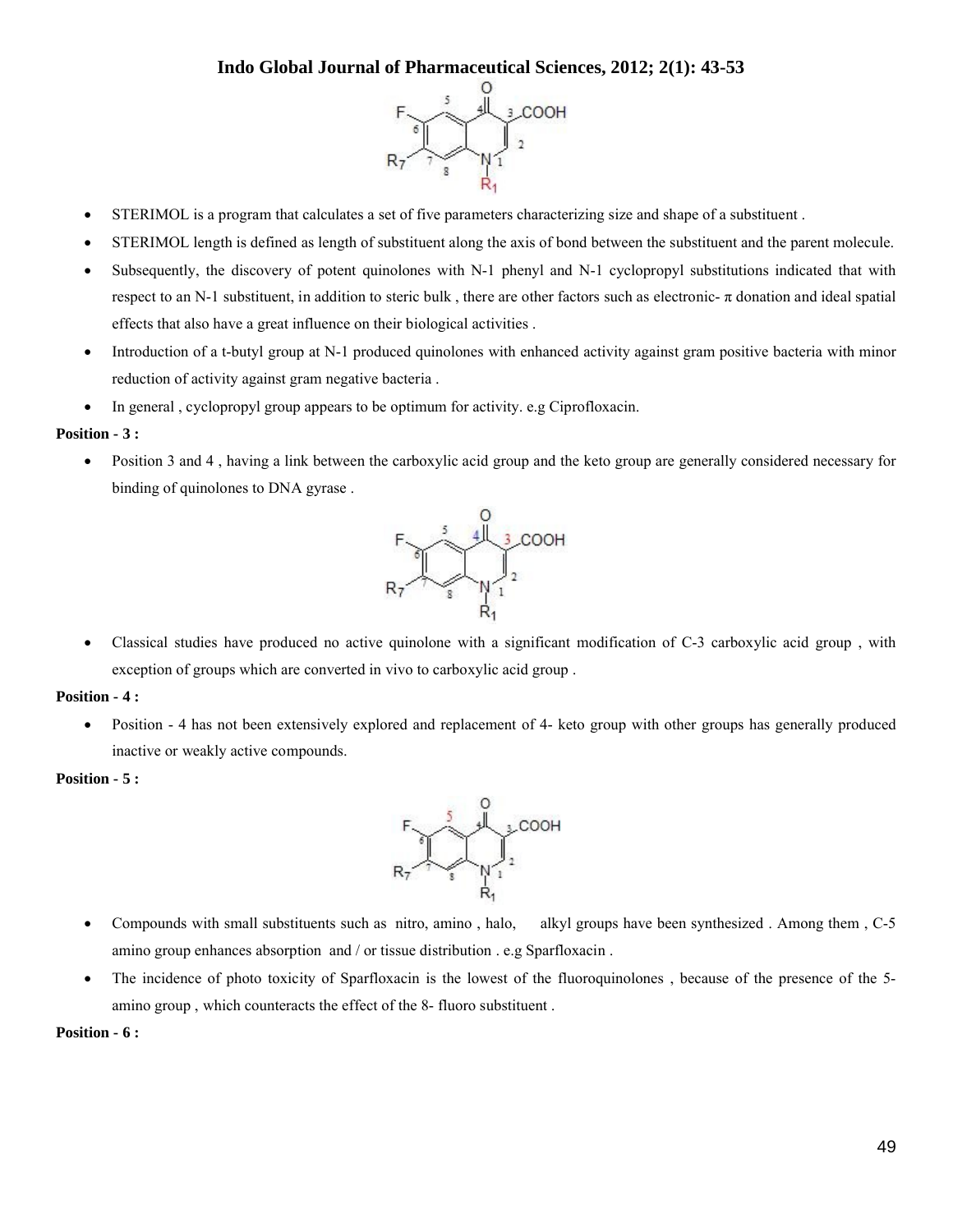- STERIMOL is a program that calculates a set of five parameters characterizing size and shape of a substituent .
- STERIMOL length is defined as length of substituent along the axis of bond between the substituent and the parent molecule.
- Subsequently, the discovery of potent quinolones with N-1 phenyl and N-1 cyclopropyl substitutions indicated that with respect to an N-1 substituent, in addition to steric bulk , there are other factors such as electronic- π donation and ideal spatial effects that also have a great influence on their biological activities .
- Introduction of a t-butyl group at N-1 produced quinolones with enhanced activity against gram positive bacteria with minor reduction of activity against gram negative bacteria .
- In general , cyclopropyl group appears to be optimum for activity. e.g Ciprofloxacin.

**Position - 3 :**

- Position 3 and 4 , having a link between the carboxylic acid group and the keto group are generally considered necessary for binding of quinolones to DNA gyrase .
- Classical studies have produced no active quinolone with a significant modification of C-3 carboxylic acid group , with exception of groups which are converted in vivo to carboxylic acid group .

**Position - 4 :**

- Position - 4 has not been extensively explored and replacement of 4- keto group with other groups has generally produced inactive or weakly active compounds.

**Position - 5 :**

- Compounds with small substituents such as nitro, amino , halo, alkyl groups have been synthesized . Among them , C-5 amino group enhances absorption and / or tissue distribution . e.g Sparfloxacin .
- The incidence of photo toxicity of Sparfloxacin is the lowest of the fluoroquinolones , because of the presence of the 5- amino group , which counteracts the effect of the 8- fluoro substituent .

**Position - 6 :**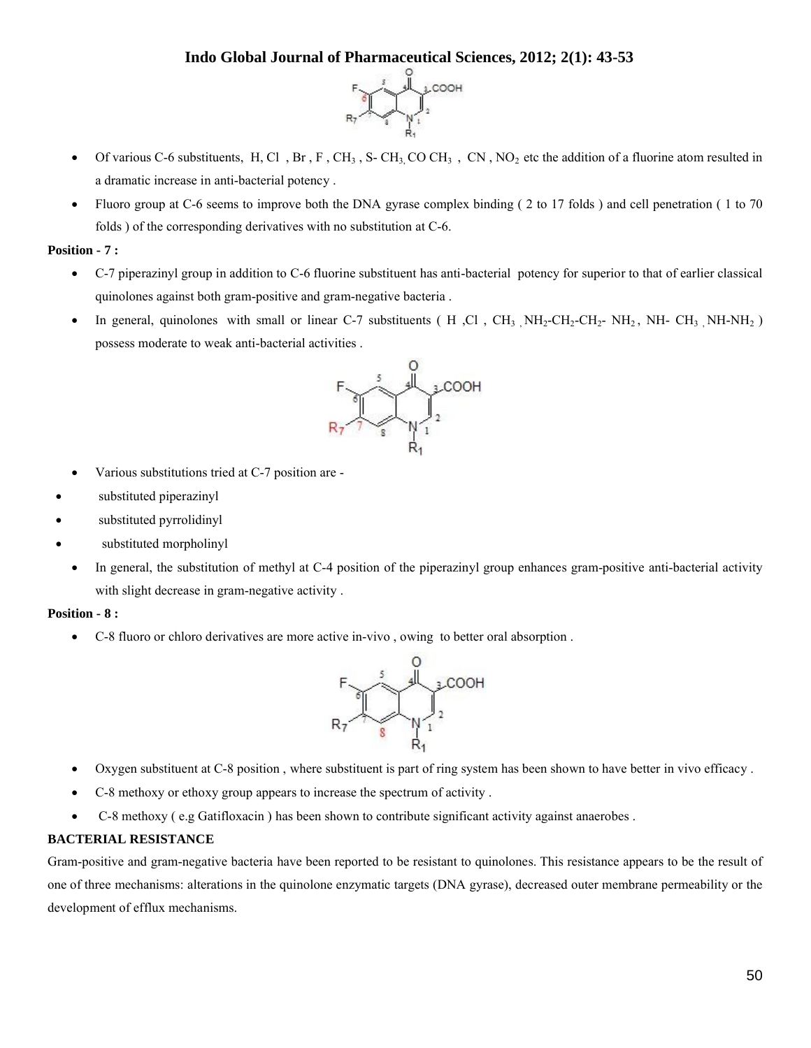- Of various C-6 substituents, H, Cl , Br , F , $CH_3$ , S- $CH_3$, CO $CH_3$ , CN , $NO_2$ etc the addition of a fluorine atom resulted in a dramatic increase in anti-bacterial potency .
- Fluoro group at C-6 seems to improve both the DNA gyrase complex binding ( 2 to 17 folds ) and cell penetration ( 1 to 70 folds ) of the corresponding derivatives with no substitution at C-6.

**Position - 7 :**

- C-7 piperazinyl group in addition to C-6 fluorine substituent has anti-bacterial potency for superior to that of earlier classical quinolones against both gram-positive and gram-negative bacteria .
- In general, quinolones with small or linear C-7 substituents ( H ,Cl , $CH_3$ , $NH_2$-$CH_2$-$CH_2$- $NH_2$ , NH- $CH_3$ , NH-$NH_2$ ) possess moderate to weak anti-bacterial activities .

- Various substitutions tried at C-7 position are -
- substituted piperazinyl
- substituted pyrrolidinyl
- substituted morpholinyl
- In general, the substitution of methyl at C-4 position of the piperazinyl group enhances gram-positive anti-bacterial activity with slight decrease in gram-negative activity .

**Position - 8 :**

- C-8 fluoro or chloro derivatives are more active in-vivo , owing to better oral absorption .

- Oxygen substituent at C-8 position , where substituent is part of ring system has been shown to have better in vivo efficacy .
- C-8 methoxy or ethoxy group appears to increase the spectrum of activity .
- C-8 methoxy ( e.g Gatifloxacin ) has been shown to contribute significant activity against anaerobes .

**BACTERIAL RESISTANCE**

Gram-positive and gram-negative bacteria have been reported to be resistant to quinolones. This resistance appears to be the result of one of three mechanisms: alterations in the quinolone enzymatic targets (DNA gyrase), decreased outer membrane permeability or the development of efflux mechanisms.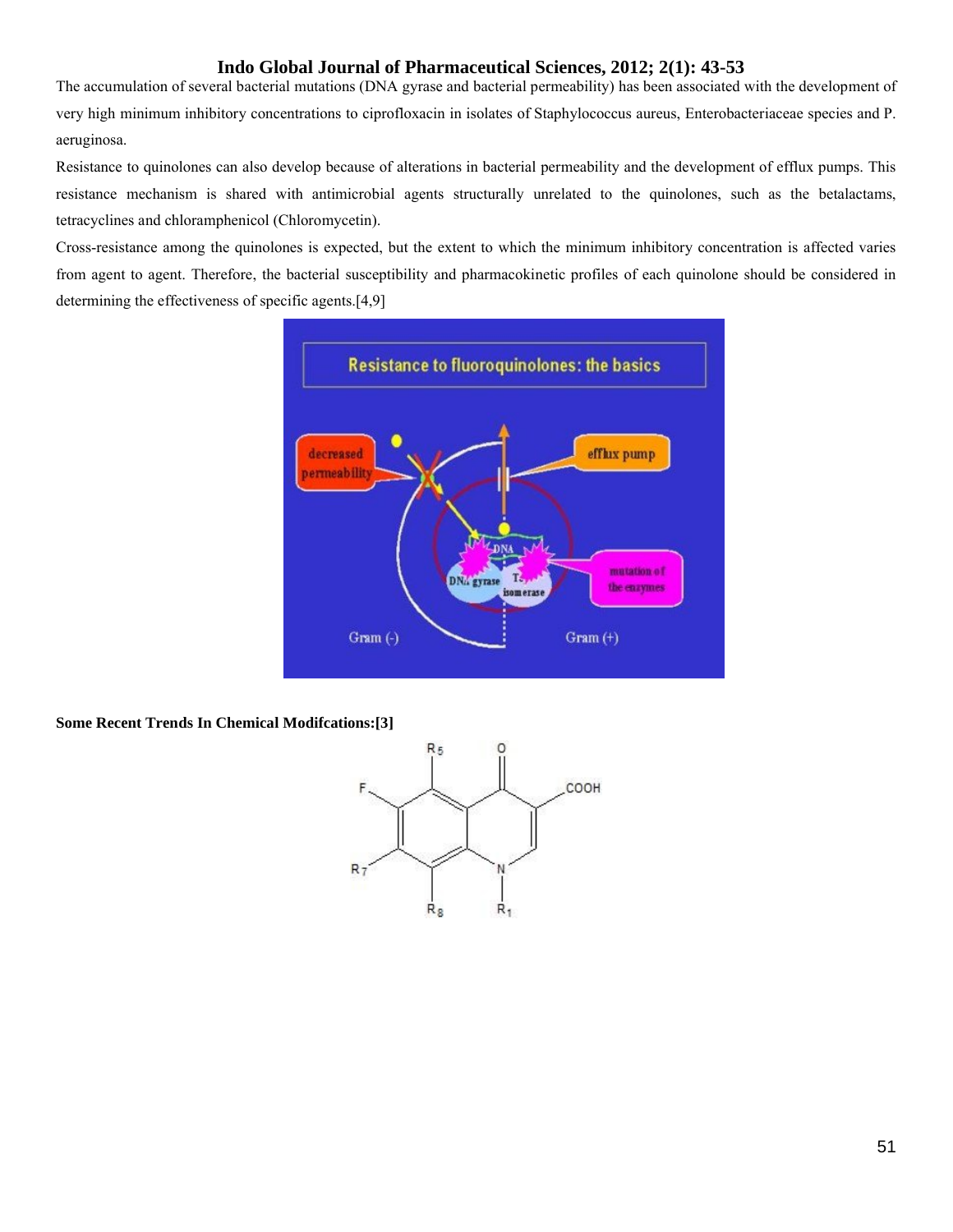The accumulation of several bacterial mutations (DNA gyrase and bacterial permeability) has been associated with the development of very high minimum inhibitory concentrations to ciprofloxacin in isolates of Staphylococcus aureus, Enterobacteriaceae species and P. aeruginosa.

Resistance to quinolones can also develop because of alterations in bacterial permeability and the development of efflux pumps. This resistance mechanism is shared with antimicrobial agents structurally unrelated to the quinolones, such as the betalactams, tetracyclines and chloramphenicol (Chloromycetin).

Cross-resistance among the quinolones is expected, but the extent to which the minimum inhibitory concentration is affected varies from agent to agent. Therefore, the bacterial susceptibility and pharmacokinetic profiles of each quinolone should be considered in determining the effectiveness of specific agents.[4,9]

**Some Recent Trends In Chemical Modifcations:[3]**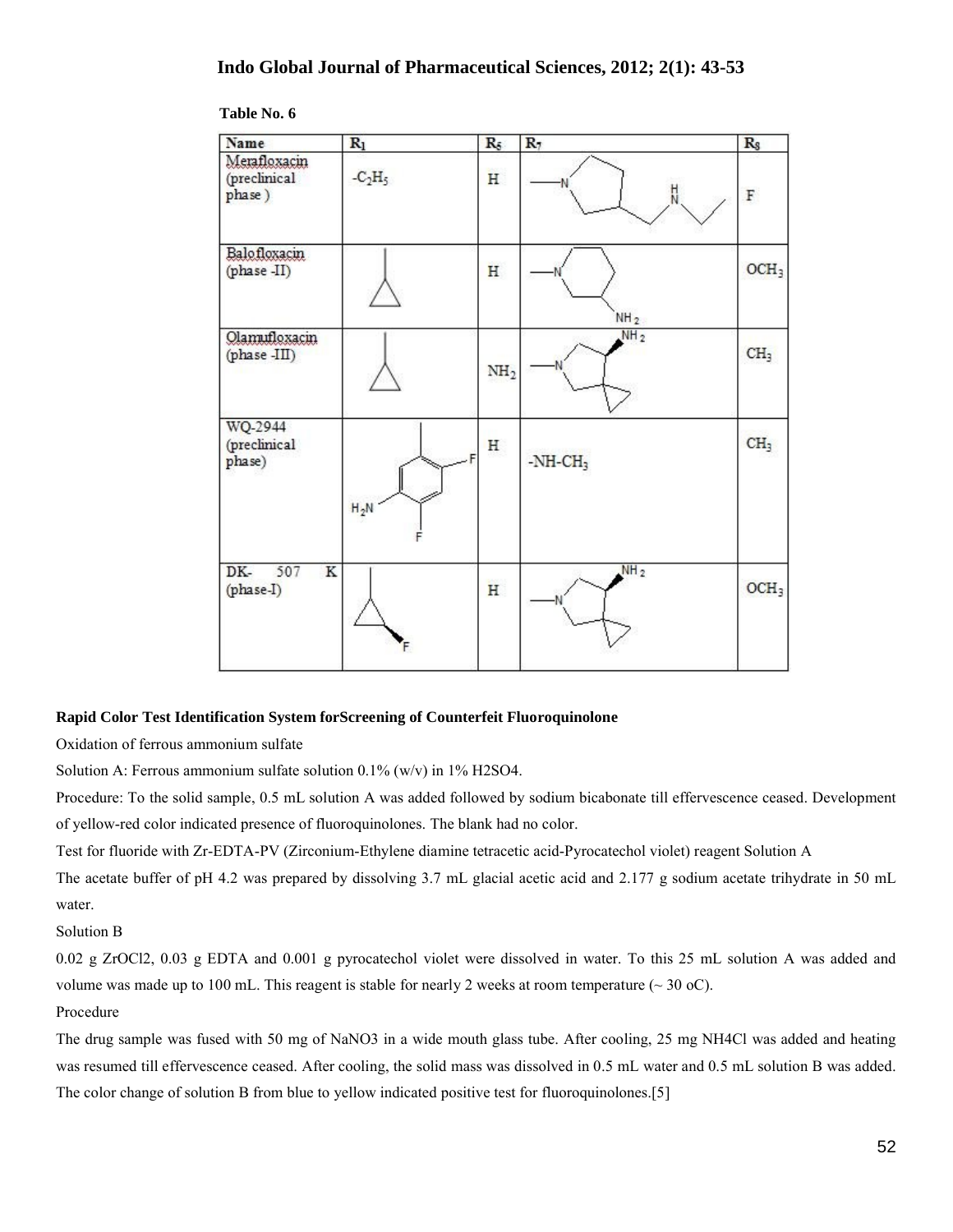**Table No. 6**

| Name | $R_1$ | $R_5$ | $R_7$ | $R_8$ |
|---|---|---|---|---|
| Merafloxacin (preclinical phase ) | $-C_2H_5$ | H | 3-[(ethylamino)methyl]pyrrolidin-1-yl | F |
| Balofloxacin (phase -II) | cyclopropyl | H | 3-aminopiperidin-1-yl | $OCH_3$ |
| Olamufloxacin (phase -III) | cyclopropyl | $NH_2$ | 7-amino-5-azaspiro[2.4]heptan-5-yl | $CH_3$ |
| WQ-2944 (preclinical phase) | 6-amino-3,5-difluoropyridin-2-yl | H | $-NH-CH_3$ | $CH_3$ |
| DK- 507 K (phase-I) | 2-fluorocyclopropyl | H | 7-amino-5-azaspiro[2.4]heptan-5-yl | $OCH_3$ |

**Rapid Color Test Identification System forScreening of Counterfeit Fluoroquinolone**

Oxidation of ferrous ammonium sulfate

Solution A: Ferrous ammonium sulfate solution 0.1% (w/v) in 1% $H_2SO_4$.

Procedure: To the solid sample, 0.5 mL solution A was added followed by sodium bicabonate till effervescence ceased. Development of yellow-red color indicated presence of fluoroquinolones. The blank had no color.

Test for fluoride with Zr-EDTA-PV (Zirconium-Ethylene diamine tetracetic acid-Pyrocatechol violet) reagent Solution A

The acetate buffer of pH 4.2 was prepared by dissolving 3.7 mL glacial acetic acid and 2.177 g sodium acetate trihydrate in 50 mL water.

Solution B

0.02 g $ZrOCl_2$, 0.03 g EDTA and 0.001 g pyrocatechol violet were dissolved in water. To this 25 mL solution A was added and volume was made up to 100 mL. This reagent is stable for nearly 2 weeks at room temperature (~ 30 oC).

Procedure

The drug sample was fused with 50 mg of $NaNO_3$ in a wide mouth glass tube. After cooling, 25 mg $NH_4Cl$ was added and heating was resumed till effervescence ceased. After cooling, the solid mass was dissolved in 0.5 mL water and 0.5 mL solution B was added. The color change of solution B from blue to yellow indicated positive test for fluoroquinolones.[5]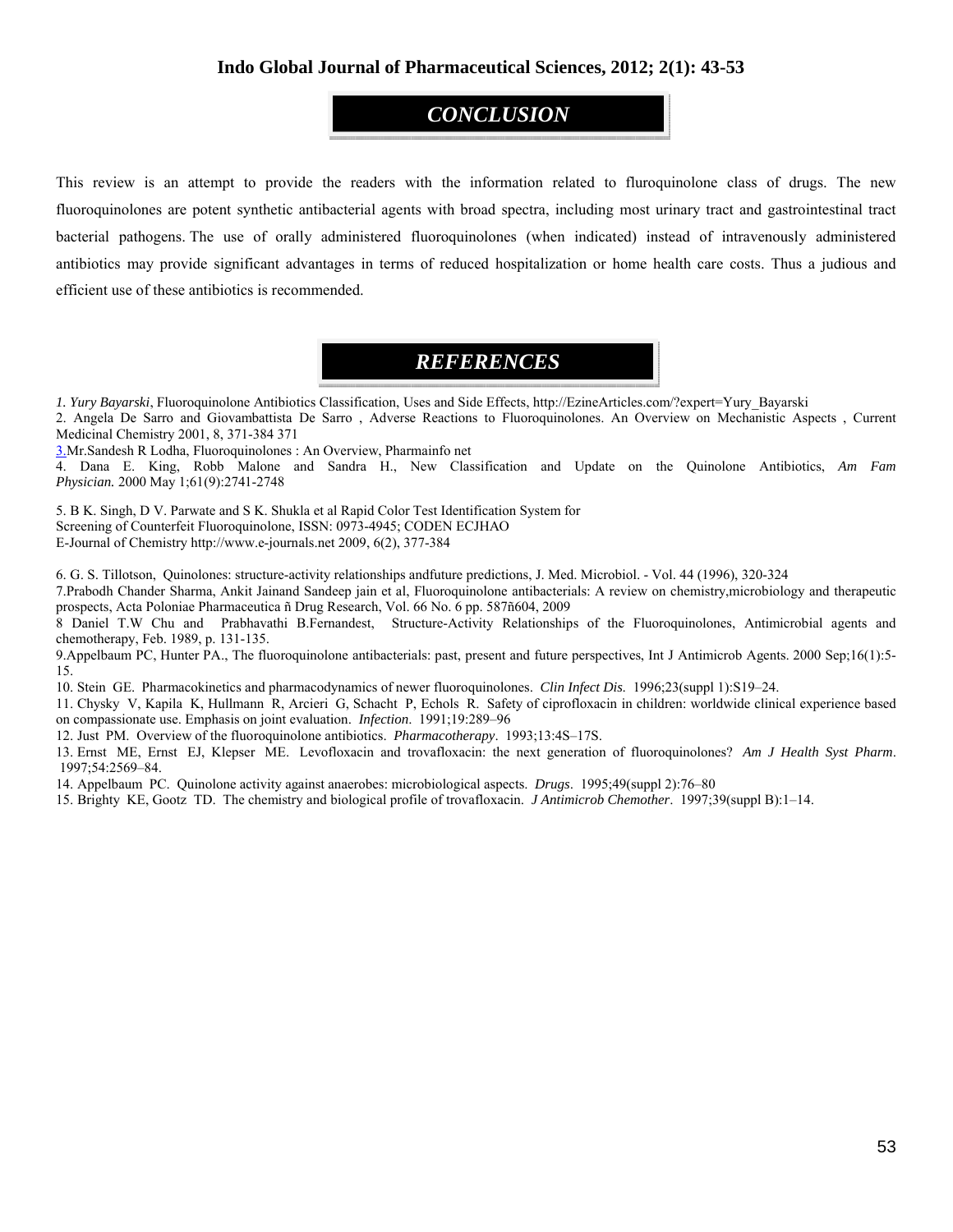## CONCLUSION

This review is an attempt to provide the readers with the information related to fluroquinolone class of drugs. The new fluoroquinolones are potent synthetic antibacterial agents with broad spectra, including most urinary tract and gastrointestinal tract bacterial pathogens. The use of orally administered fluoroquinolones (when indicated) instead of intravenously administered antibiotics may provide significant advantages in terms of reduced hospitalization or home health care costs. Thus a judious and efficient use of these antibiotics is recommended.

## REFERENCES

*1. Yury Bayarski*, Fluoroquinolone Antibiotics Classification, Uses and Side Effects, http://EzineArticles.com/?expert=Yury_Bayarski

2. Angela De Sarro and Giovambattista De Sarro , Adverse Reactions to Fluoroquinolones. An Overview on Mechanistic Aspects , Current Medicinal Chemistry 2001, 8, 371-384 371

3.Mr.Sandesh R Lodha, Fluoroquinolones : An Overview, Pharmainfo net

4. Dana E. King, Robb Malone and Sandra H., New Classification and Update on the Quinolone Antibiotics, *Am Fam Physician.* 2000 May 1;61(9):2741-2748

5. B K. Singh, D V. Parwate and S K. Shukla et al Rapid Color Test Identification System for Screening of Counterfeit Fluoroquinolone, ISSN: 0973-4945; CODEN ECJHAO E-Journal of Chemistry http://www.e-journals.net 2009, 6(2), 377-384

6. G. S. Tillotson, Quinolones: structure-activity relationships andfuture predictions, J. Med. Microbiol. - Vol. 44 (1996), 320-324

7.Prabodh Chander Sharma, Ankit Jainand Sandeep jain et al, Fluoroquinolone antibacterials: A review on chemistry,microbiology and therapeutic prospects, Acta Poloniae Pharmaceutica ñ Drug Research, Vol. 66 No. 6 pp. 587ñ604, 2009

8 Daniel T.W Chu and Prabhavathi B.Fernandest, Structure-Activity Relationships of the Fluoroquinolones, Antimicrobial agents and chemotherapy, Feb. 1989, p. 131-135.

9.Appelbaum PC, Hunter PA., The fluoroquinolone antibacterials: past, present and future perspectives, Int J Antimicrob Agents. 2000 Sep;16(1):5-15.

10. Stein GE. Pharmacokinetics and pharmacodynamics of newer fluoroquinolones. *Clin Infect Dis*. 1996;23(suppl 1):S19–24.

11. Chysky V, Kapila K, Hullmann R, Arcieri G, Schacht P, Echols R. Safety of ciprofloxacin in children: worldwide clinical experience based on compassionate use. Emphasis on joint evaluation. *Infection*. 1991;19:289–96

12. Just PM. Overview of the fluoroquinolone antibiotics. *Pharmacotherapy*. 1993;13:4S–17S.

13. Ernst ME, Ernst EJ, Klepser ME. Levofloxacin and trovafloxacin: the next generation of fluoroquinolones? *Am J Health Syst Pharm*. 1997;54:2569–84.

14. Appelbaum PC. Quinolone activity against anaerobes: microbiological aspects. *Drugs*. 1995;49(suppl 2):76–80

15. Brighty KE, Gootz TD. The chemistry and biological profile of trovafloxacin. *J Antimicrob Chemother*. 1997;39(suppl B):1–14.